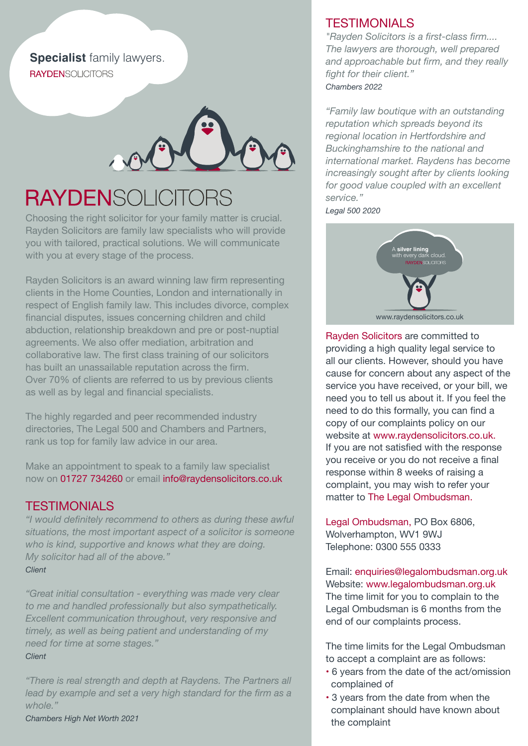**Specialist** family lawyers.
RAYDENSOLICITORS

# RAYDENSOLICITORS

Choosing the right solicitor for your family matter is crucial. Rayden Solicitors are family law specialists who will provide you with tailored, practical solutions. We will communicate with you at every stage of the process.

Rayden Solicitors is an award winning law firm representing clients in the Home Counties, London and internationally in respect of English family law. This includes divorce, complex financial disputes, issues concerning children and child abduction, relationship breakdown and pre or post-nuptial agreements. We also offer mediation, arbitration and collaborative law. The first class training of our solicitors has built an unassailable reputation across the firm. Over 70% of clients are referred to us by previous clients as well as by legal and financial specialists.

The highly regarded and peer recommended industry directories, The Legal 500 and Chambers and Partners, rank us top for family law advice in our area.

Make an appointment to speak to a family law specialist now on 01727 734260 or email info@raydensolicitors.co.uk

## TESTIMONIALS

*"I would definitely recommend to others as during these awful situations, the most important aspect of a solicitor is someone who is kind, supportive and knows what they are doing. My solicitor had all of the above."*
*Client*

*"Great initial consultation - everything was made very clear to me and handled professionally but also sympathetically. Excellent communication throughout, very responsive and timely, as well as being patient and understanding of my need for time at some stages."*
*Client*

*"There is real strength and depth at Raydens. The Partners all lead by example and set a very high standard for the firm as a whole."*
*Chambers High Net Worth 2021*

## TESTIMONIALS

*"Rayden Solicitors is a first-class firm.... The lawyers are thorough, well prepared and approachable but firm, and they really fight for their client."*
*Chambers 2022*

*"Family law boutique with an outstanding reputation which spreads beyond its regional location in Hertfordshire and Buckinghamshire to the national and international market. Raydens has become increasingly sought after by clients looking for good value coupled with an excellent service."*
*Legal 500 2020*

A **silver lining** with every dark cloud.
RAYDENSOLICITORS
www.raydensolicitors.co.uk

Rayden Solicitors are committed to providing a high quality legal service to all our clients. However, should you have cause for concern about any aspect of the service you have received, or your bill, we need you to tell us about it. If you feel the need to do this formally, you can find a copy of our complaints policy on our website at www.raydensolicitors.co.uk. If you are not satisfied with the response you receive or you do not receive a final response within 8 weeks of raising a complaint, you may wish to refer your matter to The Legal Ombudsman.

Legal Ombudsman, PO Box 6806,
Wolverhampton, WV1 9WJ
Telephone: 0300 555 0333

Email: enquiries@legalombudsman.org.uk
Website: www.legalombudsman.org.uk
The time limit for you to complain to the Legal Ombudsman is 6 months from the end of our complaints process.

The time limits for the Legal Ombudsman to accept a complaint are as follows:

- 6 years from the date of the act/omission complained of
- 3 years from the date from when the complainant should have known about the complaint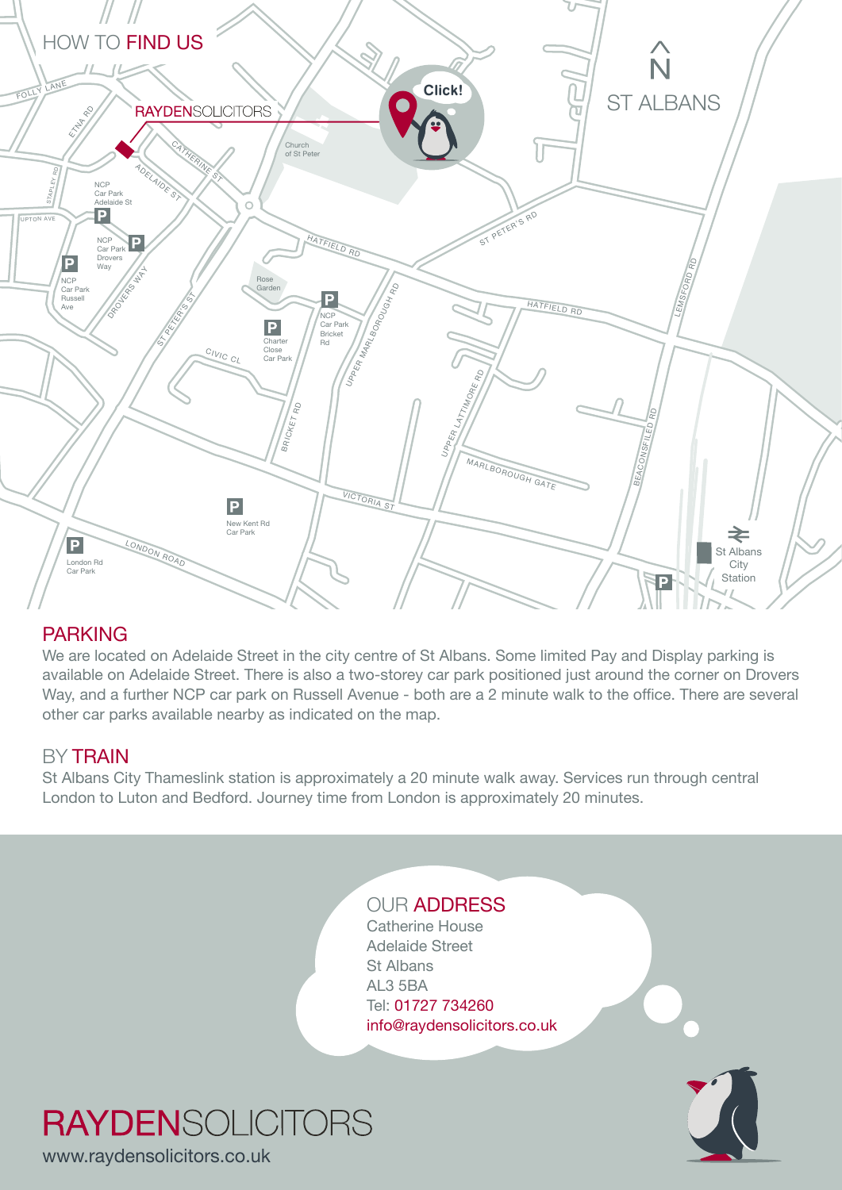# HOW TO FIND US

ST ALBANS

RAYDENSOLICITORS

Click!

FOLLY LANE
ETNA RD
CATHERINE ST
ADELAIDE ST
STAPLEY RD
UPTON AVE
Church of St Peter
NCP Car Park Adelaide St
NCP Car Park Drovers Way
NCP Car Park Russell Ave
DROVERS WAY
ST PETER'S ST
HATFIELD RD
ST PETER'S RD
Rose Garden
NCP Car Park Bricket Rd
Charter Close Car Park
CIVIC CL
UPPER MARLBOROUGH RD
HATFIELD RD
LEMSFORD RD
UPPER LATTIMORE RD
BRICKET RD
MARLBOROUGH GATE
BEACONSFIELD RD
VICTORIA ST
New Kent Rd Car Park
London Rd Car Park
LONDON ROAD
St Albans City Station

## PARKING

We are located on Adelaide Street in the city centre of St Albans. Some limited Pay and Display parking is available on Adelaide Street. There is also a two-storey car park positioned just around the corner on Drovers Way, and a further NCP car park on Russell Avenue - both are a 2 minute walk to the office. There are several other car parks available nearby as indicated on the map.

## BY TRAIN

St Albans City Thameslink station is approximately a 20 minute walk away. Services run through central London to Luton and Bedford. Journey time from London is approximately 20 minutes.

## OUR ADDRESS

Catherine House
Adelaide Street
St Albans
AL3 5BA
Tel: 01727 734260
info@raydensolicitors.co.uk

RAYDENSOLICITORS
www.raydensolicitors.co.uk